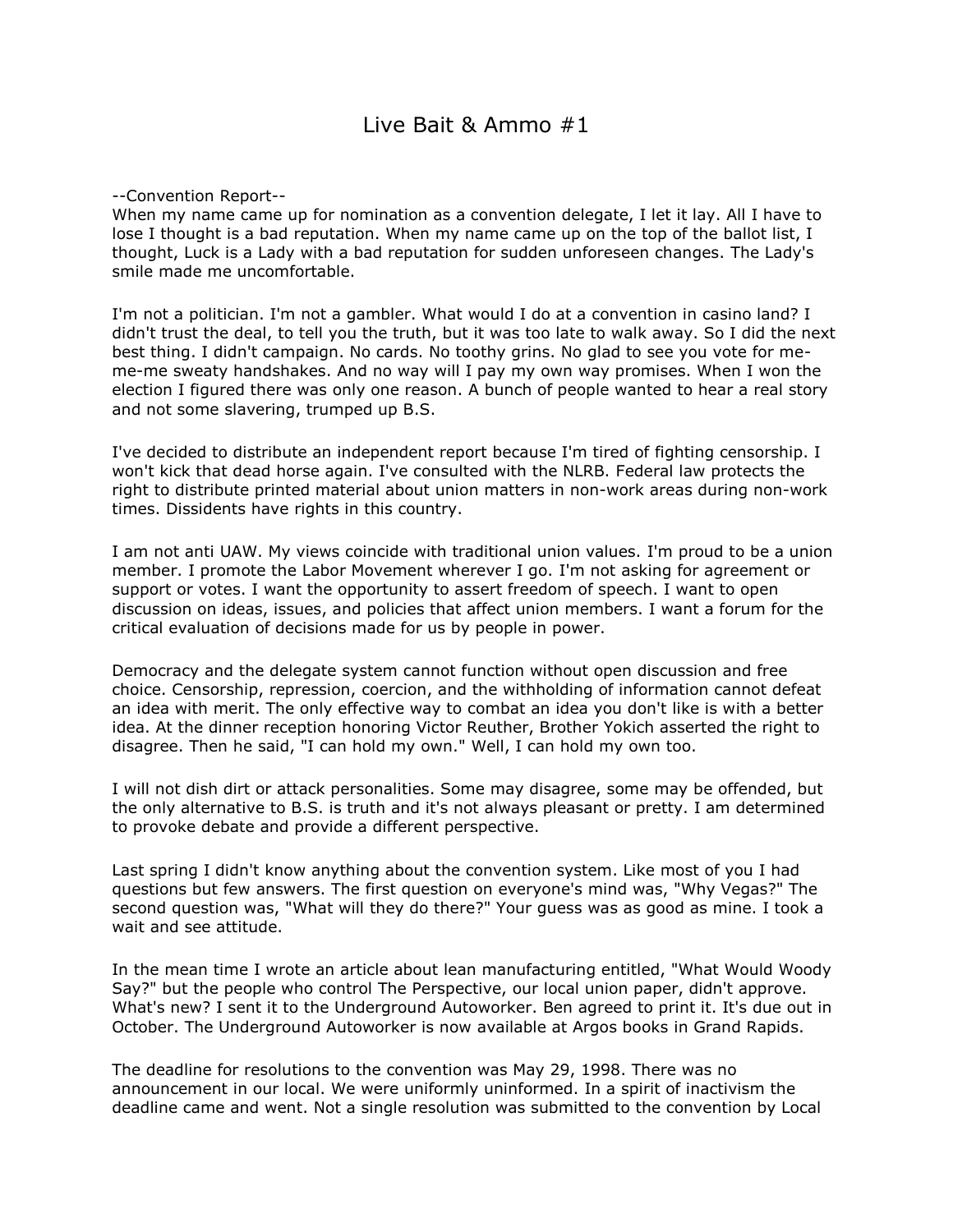# Live Bait & Ammo #1

--Convention Report--

When my name came up for nomination as a convention delegate, I let it lay. All I have to lose I thought is a bad reputation. When my name came up on the top of the ballot list, I thought, Luck is a Lady with a bad reputation for sudden unforeseen changes. The Lady's smile made me uncomfortable.

I'm not a politician. I'm not a gambler. What would I do at a convention in casino land? I didn't trust the deal, to tell you the truth, but it was too late to walk away. So I did the next best thing. I didn't campaign. No cards. No toothy grins. No glad to see you vote for me-me-me sweaty handshakes. And no way will I pay my own way promises. When I won the election I figured there was only one reason. A bunch of people wanted to hear a real story and not some slavering, trumped up B.S.

I've decided to distribute an independent report because I'm tired of fighting censorship. I won't kick that dead horse again. I've consulted with the NLRB. Federal law protects the right to distribute printed material about union matters in non-work areas during non-work times. Dissidents have rights in this country.

I am not anti UAW. My views coincide with traditional union values. I'm proud to be a union member. I promote the Labor Movement wherever I go. I'm not asking for agreement or support or votes. I want the opportunity to assert freedom of speech. I want to open discussion on ideas, issues, and policies that affect union members. I want a forum for the critical evaluation of decisions made for us by people in power.

Democracy and the delegate system cannot function without open discussion and free choice. Censorship, repression, coercion, and the withholding of information cannot defeat an idea with merit. The only effective way to combat an idea you don't like is with a better idea. At the dinner reception honoring Victor Reuther, Brother Yokich asserted the right to disagree. Then he said, "I can hold my own." Well, I can hold my own too.

I will not dish dirt or attack personalities. Some may disagree, some may be offended, but the only alternative to B.S. is truth and it's not always pleasant or pretty. I am determined to provoke debate and provide a different perspective.

Last spring I didn't know anything about the convention system. Like most of you I had questions but few answers. The first question on everyone's mind was, "Why Vegas?" The second question was, "What will they do there?" Your guess was as good as mine. I took a wait and see attitude.

In the mean time I wrote an article about lean manufacturing entitled, "What Would Woody Say?" but the people who control The Perspective, our local union paper, didn't approve. What's new? I sent it to the Underground Autoworker. Ben agreed to print it. It's due out in October. The Underground Autoworker is now available at Argos books in Grand Rapids.

The deadline for resolutions to the convention was May 29, 1998. There was no announcement in our local. We were uniformly uninformed. In a spirit of inactivism the deadline came and went. Not a single resolution was submitted to the convention by Local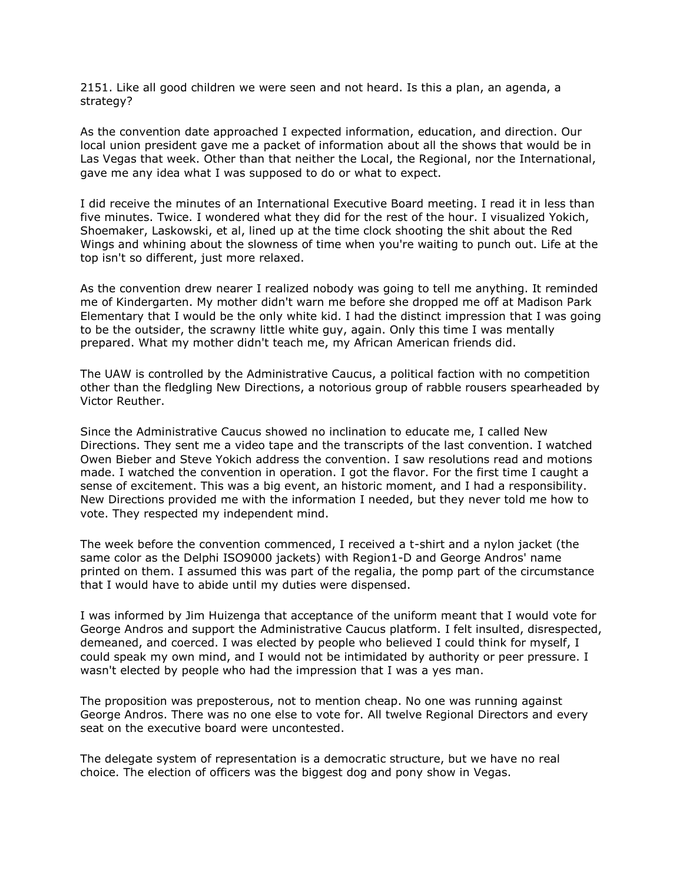2151. Like all good children we were seen and not heard. Is this a plan, an agenda, a strategy?

As the convention date approached I expected information, education, and direction. Our local union president gave me a packet of information about all the shows that would be in Las Vegas that week. Other than that neither the Local, the Regional, nor the International, gave me any idea what I was supposed to do or what to expect.

I did receive the minutes of an International Executive Board meeting. I read it in less than five minutes. Twice. I wondered what they did for the rest of the hour. I visualized Yokich, Shoemaker, Laskowski, et al, lined up at the time clock shooting the shit about the Red Wings and whining about the slowness of time when you're waiting to punch out. Life at the top isn't so different, just more relaxed.

As the convention drew nearer I realized nobody was going to tell me anything. It reminded me of Kindergarten. My mother didn't warn me before she dropped me off at Madison Park Elementary that I would be the only white kid. I had the distinct impression that I was going to be the outsider, the scrawny little white guy, again. Only this time I was mentally prepared. What my mother didn't teach me, my African American friends did.

The UAW is controlled by the Administrative Caucus, a political faction with no competition other than the fledgling New Directions, a notorious group of rabble rousers spearheaded by Victor Reuther.

Since the Administrative Caucus showed no inclination to educate me, I called New Directions. They sent me a video tape and the transcripts of the last convention. I watched Owen Bieber and Steve Yokich address the convention. I saw resolutions read and motions made. I watched the convention in operation. I got the flavor. For the first time I caught a sense of excitement. This was a big event, an historic moment, and I had a responsibility. New Directions provided me with the information I needed, but they never told me how to vote. They respected my independent mind.

The week before the convention commenced, I received a t-shirt and a nylon jacket (the same color as the Delphi ISO9000 jackets) with Region1-D and George Andros' name printed on them. I assumed this was part of the regalia, the pomp part of the circumstance that I would have to abide until my duties were dispensed.

I was informed by Jim Huizenga that acceptance of the uniform meant that I would vote for George Andros and support the Administrative Caucus platform. I felt insulted, disrespected, demeaned, and coerced. I was elected by people who believed I could think for myself, I could speak my own mind, and I would not be intimidated by authority or peer pressure. I wasn't elected by people who had the impression that I was a yes man.

The proposition was preposterous, not to mention cheap. No one was running against George Andros. There was no one else to vote for. All twelve Regional Directors and every seat on the executive board were uncontested.

The delegate system of representation is a democratic structure, but we have no real choice. The election of officers was the biggest dog and pony show in Vegas.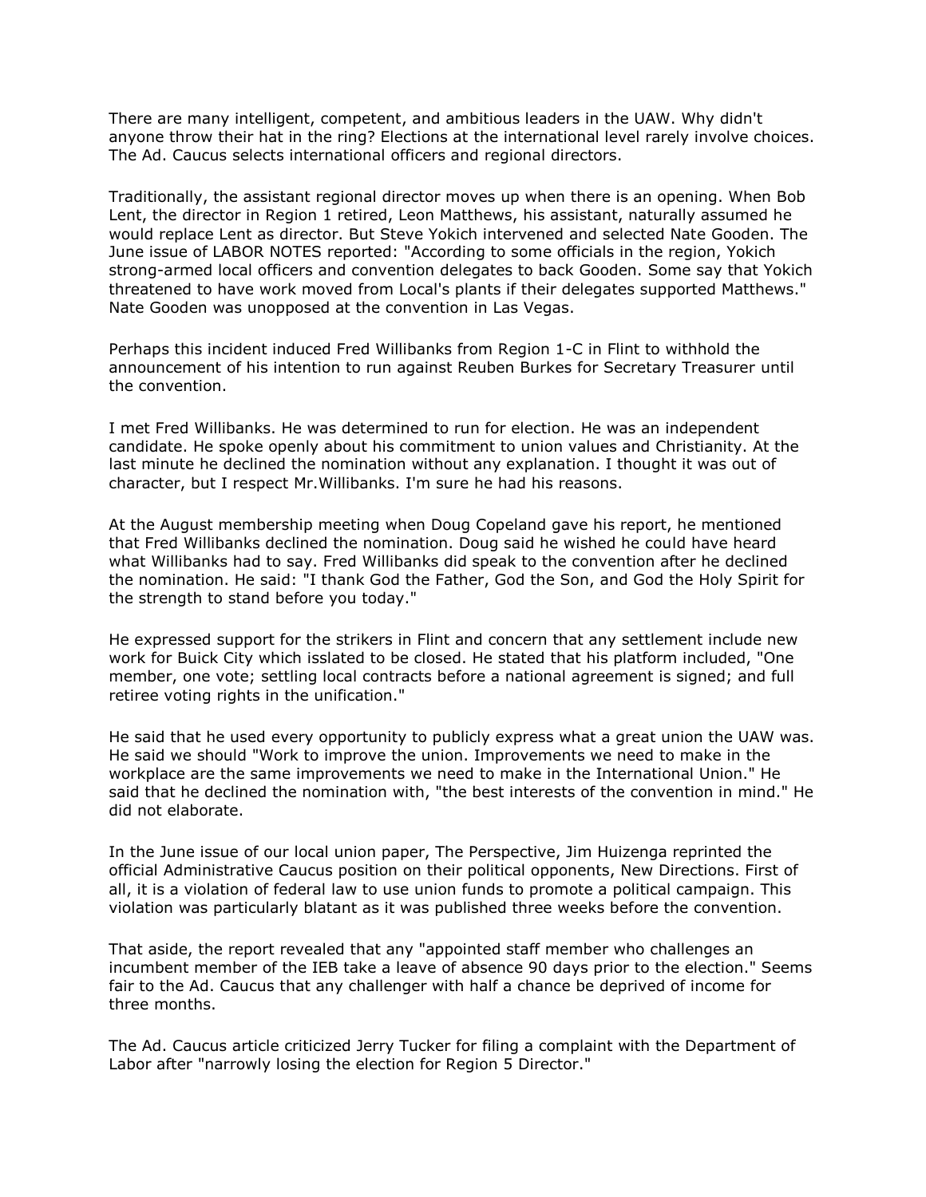There are many intelligent, competent, and ambitious leaders in the UAW. Why didn't anyone throw their hat in the ring? Elections at the international level rarely involve choices. The Ad. Caucus selects international officers and regional directors.

Traditionally, the assistant regional director moves up when there is an opening. When Bob Lent, the director in Region 1 retired, Leon Matthews, his assistant, naturally assumed he would replace Lent as director. But Steve Yokich intervened and selected Nate Gooden. The June issue of LABOR NOTES reported: "According to some officials in the region, Yokich strong-armed local officers and convention delegates to back Gooden. Some say that Yokich threatened to have work moved from Local's plants if their delegates supported Matthews." Nate Gooden was unopposed at the convention in Las Vegas.

Perhaps this incident induced Fred Willibanks from Region 1-C in Flint to withhold the announcement of his intention to run against Reuben Burkes for Secretary Treasurer until the convention.

I met Fred Willibanks. He was determined to run for election. He was an independent candidate. He spoke openly about his commitment to union values and Christianity. At the last minute he declined the nomination without any explanation. I thought it was out of character, but I respect Mr.Willibanks. I'm sure he had his reasons.

At the August membership meeting when Doug Copeland gave his report, he mentioned that Fred Willibanks declined the nomination. Doug said he wished he could have heard what Willibanks had to say. Fred Willibanks did speak to the convention after he declined the nomination. He said: "I thank God the Father, God the Son, and God the Holy Spirit for the strength to stand before you today."

He expressed support for the strikers in Flint and concern that any settlement include new work for Buick City which isslated to be closed. He stated that his platform included, "One member, one vote; settling local contracts before a national agreement is signed; and full retiree voting rights in the unification."

He said that he used every opportunity to publicly express what a great union the UAW was. He said we should "Work to improve the union. Improvements we need to make in the workplace are the same improvements we need to make in the International Union." He said that he declined the nomination with, "the best interests of the convention in mind." He did not elaborate.

In the June issue of our local union paper, The Perspective, Jim Huizenga reprinted the official Administrative Caucus position on their political opponents, New Directions. First of all, it is a violation of federal law to use union funds to promote a political campaign. This violation was particularly blatant as it was published three weeks before the convention.

That aside, the report revealed that any "appointed staff member who challenges an incumbent member of the IEB take a leave of absence 90 days prior to the election." Seems fair to the Ad. Caucus that any challenger with half a chance be deprived of income for three months.

The Ad. Caucus article criticized Jerry Tucker for filing a complaint with the Department of Labor after "narrowly losing the election for Region 5 Director."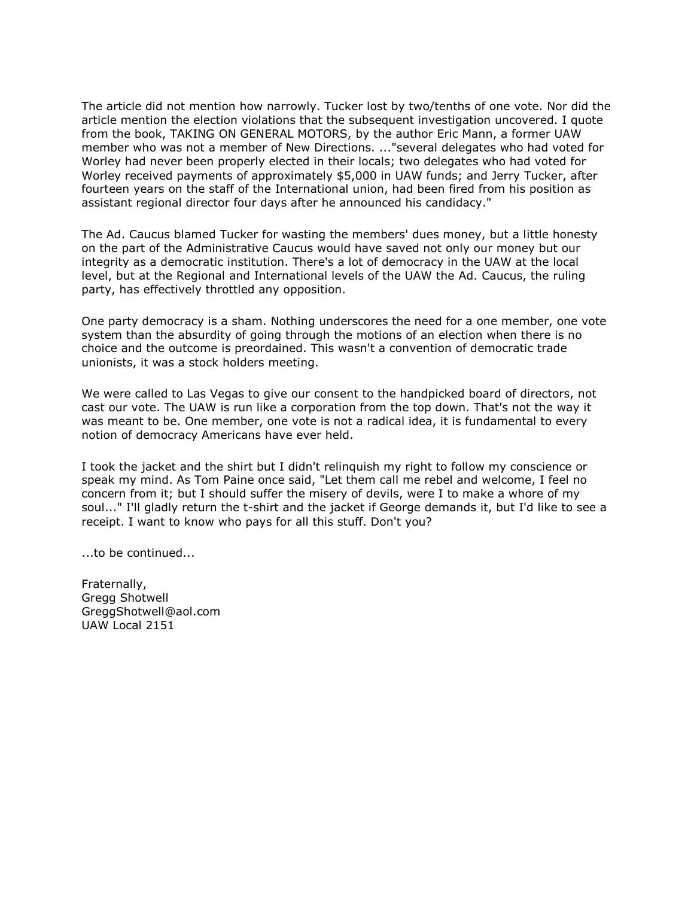The article did not mention how narrowly. Tucker lost by two/tenths of one vote. Nor did the article mention the election violations that the subsequent investigation uncovered. I quote from the book, TAKING ON GENERAL MOTORS, by the author Eric Mann, a former UAW member who was not a member of New Directions. ..."several delegates who had voted for Worley had never been properly elected in their locals; two delegates who had voted for Worley received payments of approximately $5,000 in UAW funds; and Jerry Tucker, after fourteen years on the staff of the International union, had been fired from his position as assistant regional director four days after he announced his candidacy."

The Ad. Caucus blamed Tucker for wasting the members' dues money, but a little honesty on the part of the Administrative Caucus would have saved not only our money but our integrity as a democratic institution. There's a lot of democracy in the UAW at the local level, but at the Regional and International levels of the UAW the Ad. Caucus, the ruling party, has effectively throttled any opposition.

One party democracy is a sham. Nothing underscores the need for a one member, one vote system than the absurdity of going through the motions of an election when there is no choice and the outcome is preordained. This wasn't a convention of democratic trade unionists, it was a stock holders meeting.

We were called to Las Vegas to give our consent to the handpicked board of directors, not cast our vote. The UAW is run like a corporation from the top down. That's not the way it was meant to be. One member, one vote is not a radical idea, it is fundamental to every notion of democracy Americans have ever held.

I took the jacket and the shirt but I didn't relinquish my right to follow my conscience or speak my mind. As Tom Paine once said, "Let them call me rebel and welcome, I feel no concern from it; but I should suffer the misery of devils, were I to make a whore of my soul..." I'll gladly return the t-shirt and the jacket if George demands it, but I'd like to see a receipt. I want to know who pays for all this stuff. Don't you?

...to be continued...

Fraternally,
Gregg Shotwell
GreggShotwell@aol.com
UAW Local 2151